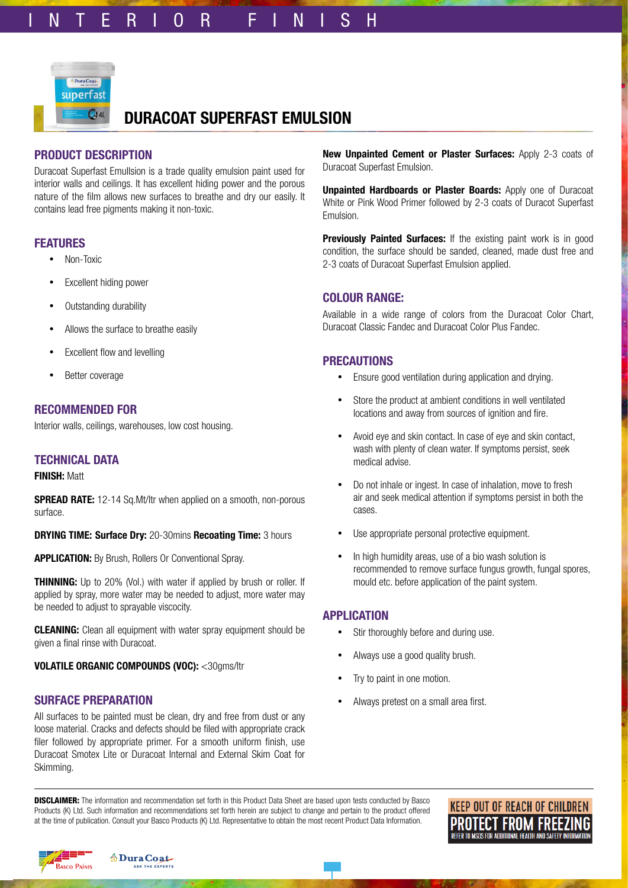# INTERIOR FINISH

## DURACOAT SUPERFAST EMULSION

### PRODUCT DESCRIPTION

Duracoat Superfast Emullsion is a trade quality emulsion paint used for interior walls and ceilings. It has excellent hiding power and the porous nature of the film allows new surfaces to breathe and dry our easily. It contains lead free pigments making it non-toxic.

### FEATURES

- Non-Toxic
- Excellent hiding power
- Outstanding durability
- Allows the surface to breathe easily
- Excellent flow and levelling
- Better coverage

### RECOMMENDED FOR

Interior walls, ceilings, warehouses, low cost housing.

### TECHNICAL DATA

**FINISH:** Matt

**SPREAD RATE:** 12-14 Sq.Mt/ltr when applied on a smooth, non-porous surface.

**DRYING TIME: Surface Dry:** 20-30mins **Recoating Time:** 3 hours

**APPLICATION:** By Brush, Rollers Or Conventional Spray.

**THINNING:** Up to 20% (Vol.) with water if applied by brush or roller. If applied by spray, more water may be needed to adjust, more water may be needed to adjust to sprayable viscocity.

**CLEANING:** Clean all equipment with water spray equipment should be given a final rinse with Duracoat.

**VOLATILE ORGANIC COMPOUNDS (VOC):** <30gms/ltr

### SURFACE PREPARATION

All surfaces to be painted must be clean, dry and free from dust or any loose material. Cracks and defects should be filed with appropriate crack filer followed by appropriate primer. For a smooth uniform finish, use Duracoat Smotex Lite or Duracoat Internal and External Skim Coat for Skimming.

**New Unpainted Cement or Plaster Surfaces:** Apply 2-3 coats of Duracoat Superfast Emulsion.

**Unpainted Hardboards or Plaster Boards:** Apply one of Duracoat White or Pink Wood Primer followed by 2-3 coats of Duracot Superfast Emulsion.

**Previously Painted Surfaces:** If the existing paint work is in good condition, the surface should be sanded, cleaned, made dust free and 2-3 coats of Duracoat Superfast Emulsion applied.

### COLOUR RANGE:

Available in a wide range of colors from the Duracoat Color Chart, Duracoat Classic Fandec and Duracoat Color Plus Fandec.

### PRECAUTIONS

- Ensure good ventilation during application and drying.
- Store the product at ambient conditions in well ventilated locations and away from sources of ignition and fire.
- Avoid eye and skin contact. In case of eye and skin contact, wash with plenty of clean water. If symptoms persist, seek medical advise.
- Do not inhale or ingest. In case of inhalation, move to fresh air and seek medical attention if symptoms persist in both the cases.
- Use appropriate personal protective equipment.
- In high humidity areas, use of a bio wash solution is recommended to remove surface fungus growth, fungal spores, mould etc. before application of the paint system.

### APPLICATION

- Stir thoroughly before and during use.
- Always use a good quality brush.
- Try to paint in one motion.
- Always pretest on a small area first.

**DISCLAIMER:** The information and recommendation set forth in this Product Data Sheet are based upon tests conducted by Basco Products (K) Ltd. Such information and recommendations set forth herein are subject to change and pertain to the product offered at the time of publication. Consult your Basco Products (K) Ltd. Representative to obtain the most recent Product Data Information.

**KEEP OUT OF REACH OF CHILDREN**
**PROTECT FROM FREEZING**
REFER TO MSDS FOR ADDITIONAL HEALTH AND SAFETY INFORMATION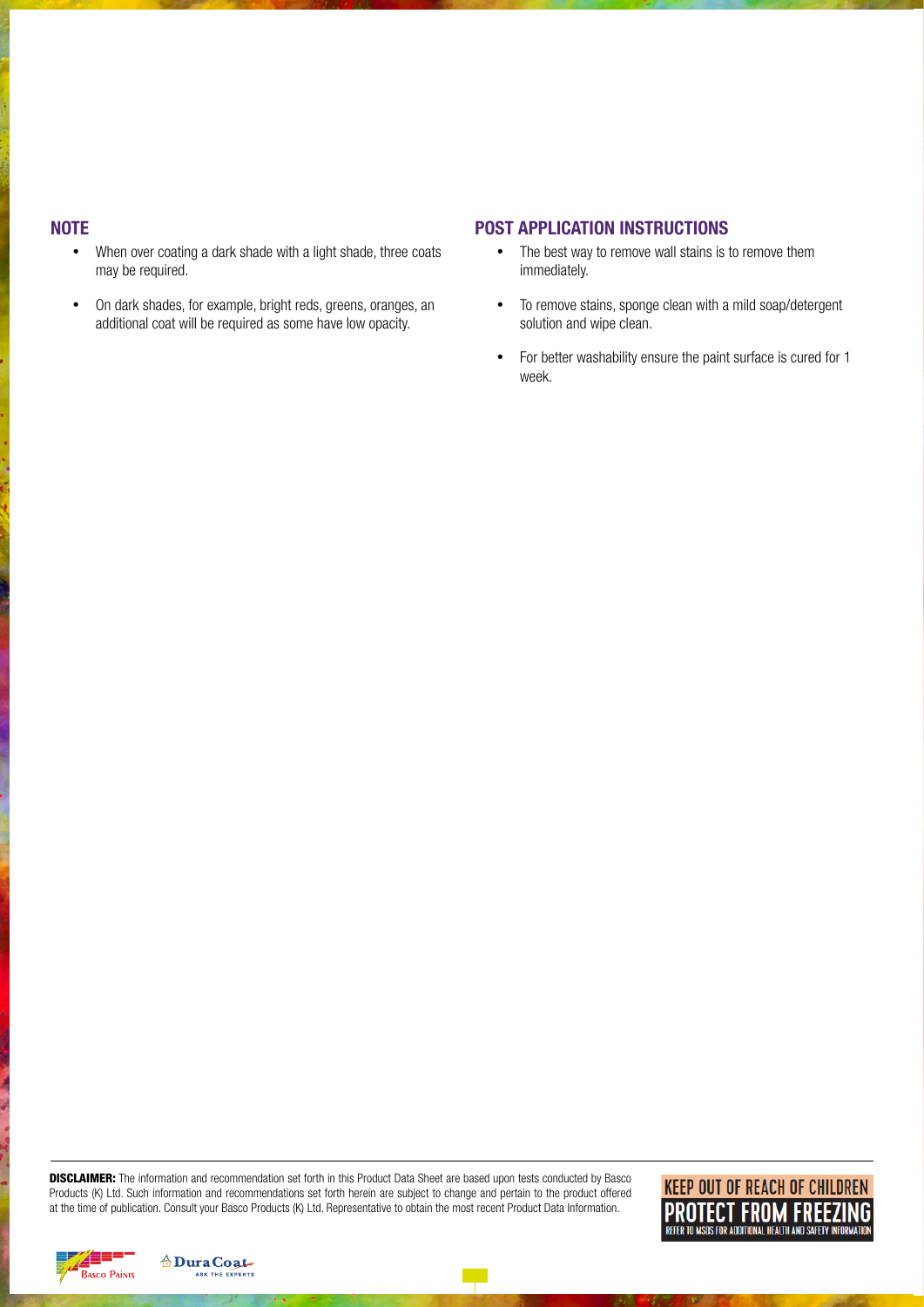## NOTE

- When over coating a dark shade with a light shade, three coats may be required.
- On dark shades, for example, bright reds, greens, oranges, an additional coat will be required as some have low opacity.

## POST APPLICATION INSTRUCTIONS

- The best way to remove wall stains is to remove them immediately.
- To remove stains, sponge clean with a mild soap/detergent solution and wipe clean.
- For better washability ensure the paint surface is cured for 1 week.

**DISCLAIMER:** The information and recommendation set forth in this Product Data Sheet are based upon tests conducted by Basco Products (K) Ltd. Such information and recommendations set forth herein are subject to change and pertain to the product offered at the time of publication. Consult your Basco Products (K) Ltd. Representative to obtain the most recent Product Data Information.

**KEEP OUT OF REACH OF CHILDREN**

**PROTECT FROM FREEZING**

REFER TO MSDS FOR ADDITIONAL HEALTH AND SAFETY INFORMATION

Basco Paints

DuraCoat ASK THE EXPERTS